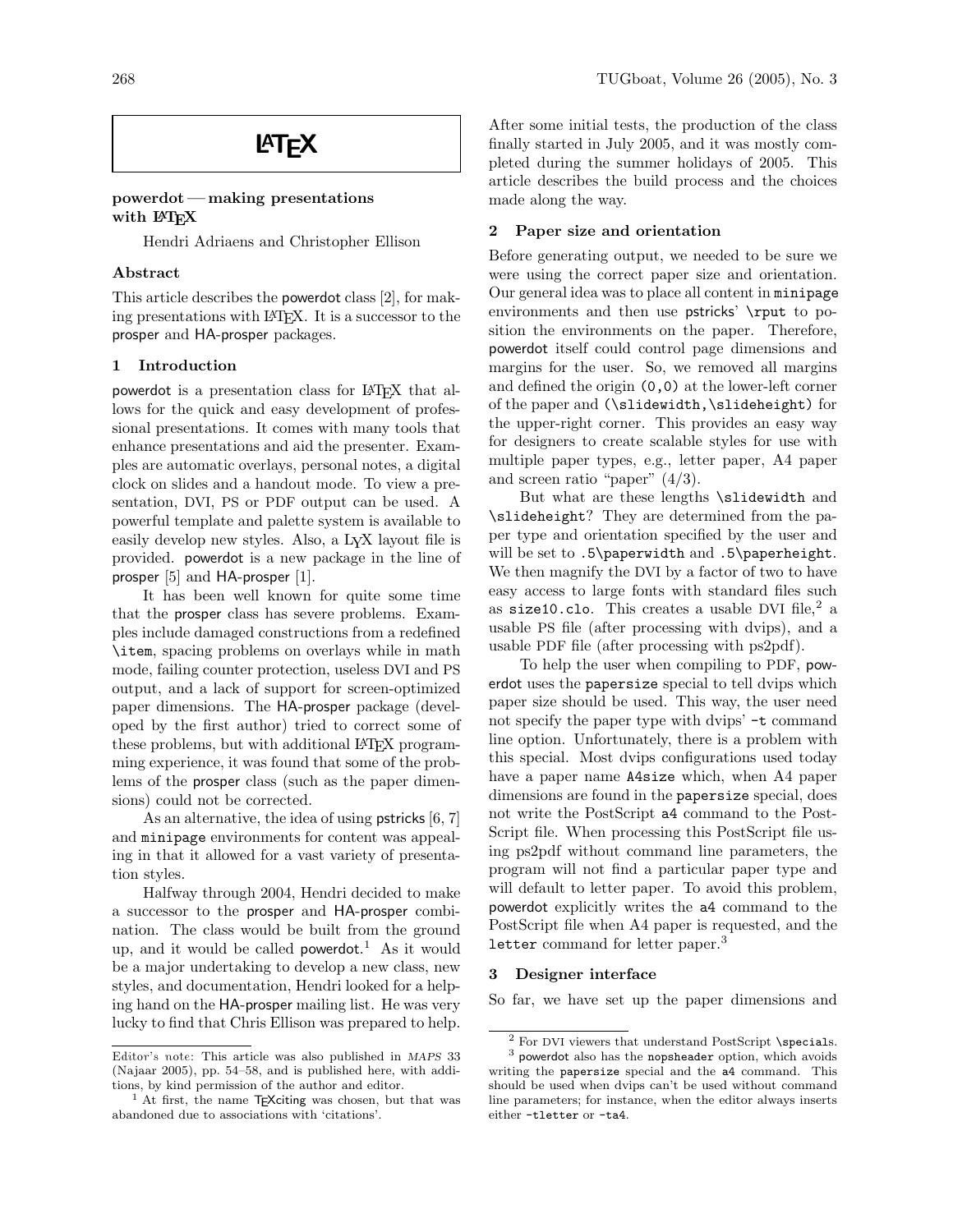# LaTeX

## powerdot — making presentations with LaTeX

Hendri Adriaens and Christopher Ellison

### Abstract

This article describes the powerdot class [2], for making presentations with LaTeX. It is a successor to the prosper and HA-prosper packages.

### 1 Introduction

powerdot is a presentation class for LaTeX that allows for the quick and easy development of professional presentations. It comes with many tools that enhance presentations and aid the presenter. Examples are automatic overlays, personal notes, a digital clock on slides and a handout mode. To view a presentation, DVI, PS or PDF output can be used. A powerful template and palette system is available to easily develop new styles. Also, a LyX layout file is provided. powerdot is a new package in the line of prosper [5] and HA-prosper [1].

It has been well known for quite some time that the prosper class has severe problems. Examples include damaged constructions from a redefined `\item`, spacing problems on overlays while in math mode, failing counter protection, useless DVI and PS output, and a lack of support for screen-optimized paper dimensions. The HA-prosper package (developed by the first author) tried to correct some of these problems, but with additional LaTeX programming experience, it was found that some of the problems of the prosper class (such as the paper dimensions) could not be corrected.

As an alternative, the idea of using pstricks [6, 7] and `minipage` environments for content was appealing in that it allowed for a vast variety of presentation styles.

Halfway through 2004, Hendri decided to make a successor to the prosper and HA-prosper combination. The class would be built from the ground up, and it would be called powerdot.[1] As it would be a major undertaking to develop a new class, new styles, and documentation, Hendri looked for a helping hand on the HA-prosper mailing list. He was very lucky to find that Chris Ellison was prepared to help.

After some initial tests, the production of the class finally started in July 2005, and it was mostly completed during the summer holidays of 2005. This article describes the build process and the choices made along the way.

### 2 Paper size and orientation

Before generating output, we needed to be sure we were using the correct paper size and orientation. Our general idea was to place all content in `minipage` environments and then use pstricks' `\rput` to position the environments on the paper. Therefore, powerdot itself could control page dimensions and margins for the user. So, we removed all margins and defined the origin `(0,0)` at the lower-left corner of the paper and `(\slidewidth,\slideheight)` for the upper-right corner. This provides an easy way for designers to create scalable styles for use with multiple paper types, e.g., letter paper, A4 paper and screen ratio "paper" (4/3).

But what are these lengths `\slidewidth` and `\slideheight`? They are determined from the paper type and orientation specified by the user and will be set to `.5\paperwidth` and `.5\paperheight`. We then magnify the DVI by a factor of two to have easy access to large fonts with standard files such as `size10.clo`. This creates a usable DVI file,[2] a usable PS file (after processing with dvips), and a usable PDF file (after processing with ps2pdf).

To help the user when compiling to PDF, powerdot uses the `papersize` special to tell dvips which paper size should be used. This way, the user need not specify the paper type with dvips' `-t` command line option. Unfortunately, there is a problem with this special. Most dvips configurations used today have a paper name `A4size` which, when A4 paper dimensions are found in the `papersize` special, does not write the PostScript `a4` command to the PostScript file. When processing this PostScript file using ps2pdf without command line parameters, the program will not find a particular paper type and will default to letter paper. To avoid this problem, powerdot explicitly writes the `a4` command to the PostScript file when A4 paper is requested, and the `letter` command for letter paper.[3]

### 3 Designer interface

So far, we have set up the paper dimensions and

---

Editor's note: This article was also published in *MAPS* 33 (Najaar 2005), pp. 54–58, and is published here, with additions, by kind permission of the author and editor.

[1] At first, the name TEXciting was chosen, but that was abandoned due to associations with 'citations'.

[2] For DVI viewers that understand PostScript `\special`s.

[3] powerdot also has the `nopsheader` option, which avoids writing the `papersize` special and the `a4` command. This should be used when dvips can't be used without command line parameters; for instance, when the editor always inserts either `-tletter` or `-ta4`.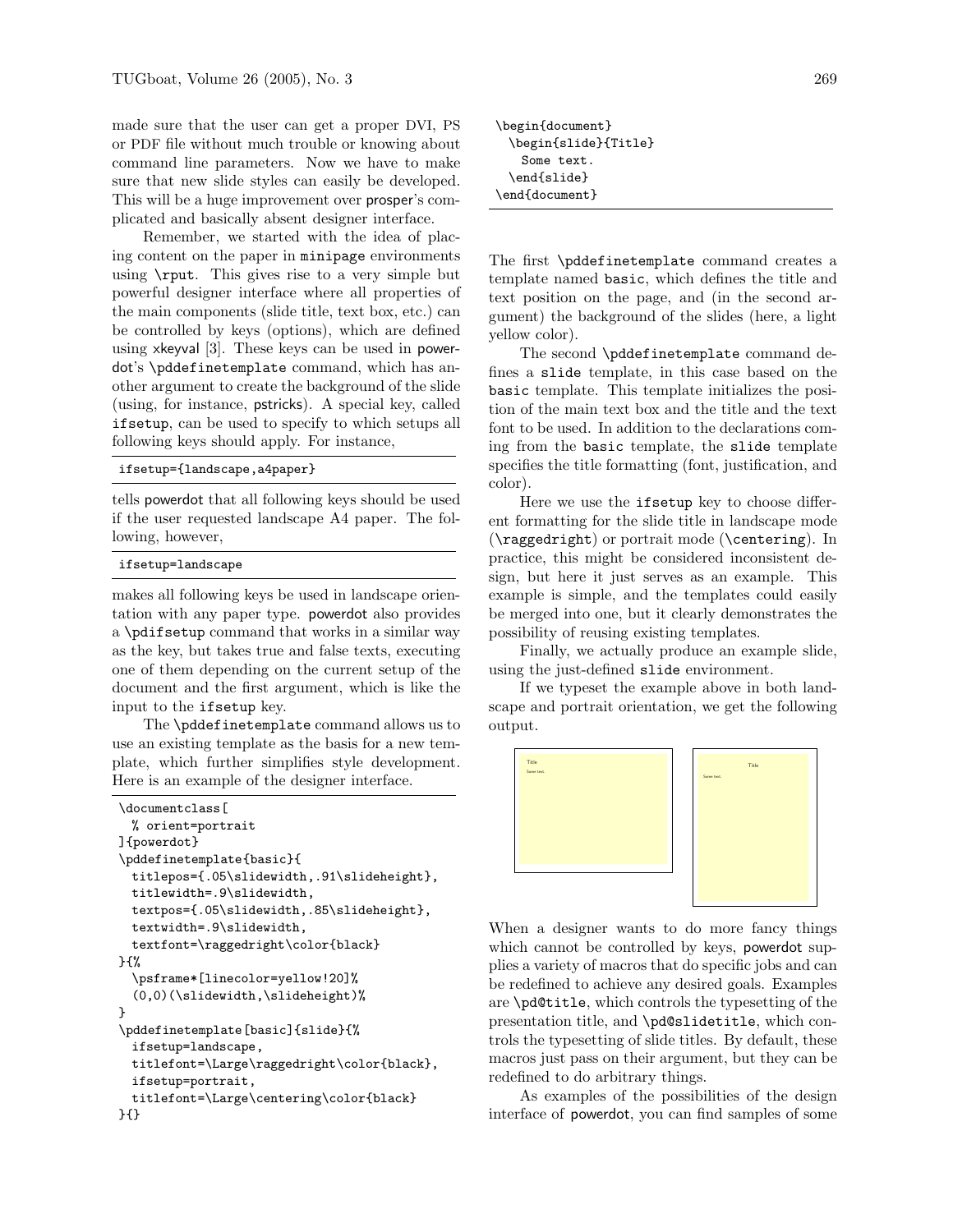made sure that the user can get a proper DVI, PS or PDF file without much trouble or knowing about command line parameters. Now we have to make sure that new slide styles can easily be developed. This will be a huge improvement over prosper's complicated and basically absent designer interface.

Remember, we started with the idea of placing content on the paper in `minipage` environments using `\rput`. This gives rise to a very simple but powerful designer interface where all properties of the main components (slide title, text box, etc.) can be controlled by keys (options), which are defined using xkeyval [3]. These keys can be used in powerdot's `\pddefinetemplate` command, which has another argument to create the background of the slide (using, for instance, pstricks). A special key, called `ifsetup`, can be used to specify to which setups all following keys should apply. For instance,

```
ifsetup={landscape,a4paper}
```

tells powerdot that all following keys should be used if the user requested landscape A4 paper. The following, however,

```
ifsetup=landscape
```

makes all following keys be used in landscape orientation with any paper type. powerdot also provides a `\pdifsetup` command that works in a similar way as the key, but takes true and false texts, executing one of them depending on the current setup of the document and the first argument, which is like the input to the `ifsetup` key.

The `\pddefinetemplate` command allows us to use an existing template as the basis for a new template, which further simplifies style development. Here is an example of the designer interface.

```
\documentclass[
  % orient=portrait
]{powerdot}
\pddefinetemplate{basic}{
  titlepos={.05\slidewidth,.91\slideheight},
  titlewidth=.9\slidewidth,
  textpos={.05\slidewidth,.85\slideheight},
  textwidth=.9\slidewidth,
  textfont=\raggedright\color{black}
}{%
  \psframe*[linecolor=yellow!20]%
  (0,0)(\slidewidth,\slideheight)%
}
\pddefinetemplate[basic]{slide}{%
  ifsetup=landscape,
  titlefont=\Large\raggedright\color{black},
  ifsetup=portrait,
  titlefont=\Large\centering\color{black}
}{}
\begin{document}
  \begin{slide}{Title}
    Some text.
  \end{slide}
\end{document}
```

The first `\pddefinetemplate` command creates a template named `basic`, which defines the title and text position on the page, and (in the second argument) the background of the slides (here, a light yellow color).

The second `\pddefinetemplate` command defines a `slide` template, in this case based on the `basic` template. This template initializes the position of the main text box and the title and the text font to be used. In addition to the declarations coming from the `basic` template, the `slide` template specifies the title formatting (font, justification, and color).

Here we use the `ifsetup` key to choose different formatting for the slide title in landscape mode (`\raggedright`) or portrait mode (`\centering`). In practice, this might be considered inconsistent design, but here it just serves as an example. This example is simple, and the templates could easily be merged into one, but it clearly demonstrates the possibility of reusing existing templates.

Finally, we actually produce an example slide, using the just-defined `slide` environment.

If we typeset the example above in both landscape and portrait orientation, we get the following output.

When a designer wants to do more fancy things which cannot be controlled by keys, powerdot supplies a variety of macros that do specific jobs and can be redefined to achieve any desired goals. Examples are `\pd@title`, which controls the typesetting of the presentation title, and `\pd@slidetitle`, which controls the typesetting of slide titles. By default, these macros just pass on their argument, but they can be redefined to do arbitrary things.

As examples of the possibilities of the design interface of powerdot, you can find samples of some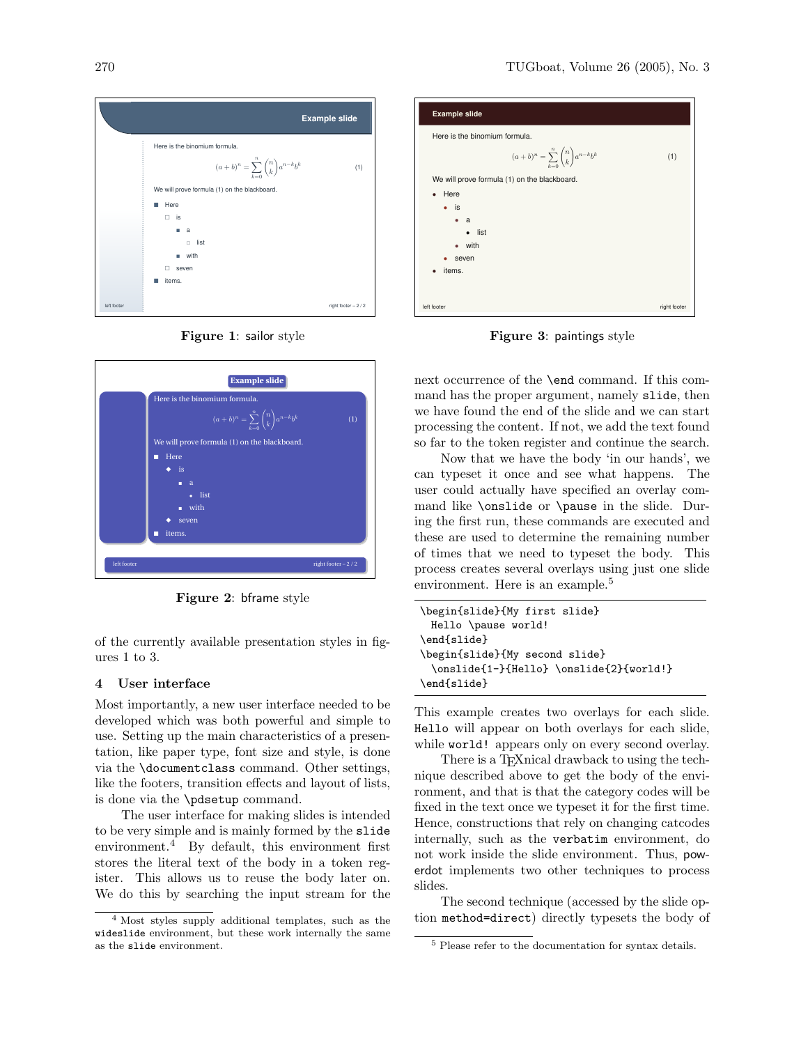Figure 1: sailor style

Figure 2: bframe style

Figure 3: paintings style

of the currently available presentation styles in figures 1 to 3.

## 4 User interface

Most importantly, a new user interface needed to be developed which was both powerful and simple to use. Setting up the main characteristics of a presentation, like paper type, font size and style, is done via the `\documentclass` command. Other settings, like the footers, transition effects and layout of lists, is done via the `\pdsetup` command.

The user interface for making slides is intended to be very simple and is mainly formed by the `slide` environment.[4] By default, this environment first stores the literal text of the body in a token register. This allows us to reuse the body later on. We do this by searching the input stream for the next occurrence of the `\end` command. If this command has the proper argument, namely `slide`, then we have found the end of the slide and we can start processing the content. If not, we add the text found so far to the token register and continue the search.

Now that we have the body 'in our hands', we can typeset it once and see what happens. The user could actually have specified an overlay command like `\onslide` or `\pause` in the slide. During the first run, these commands are executed and these are used to determine the remaining number of times that we need to typeset the body. This process creates several overlays using just one slide environment. Here is an example.[5]

```
\begin{slide}{My first slide}
  Hello \pause world!
\end{slide}
\begin{slide}{My second slide}
  \onslide{1-}{Hello} \onslide{2}{world!}
\end{slide}
```

This example creates two overlays for each slide. `Hello` will appear on both overlays for each slide, while `world!` appears only on every second overlay.

There is a TEXnical drawback to using the technique described above to get the body of the environment, and that is that the category codes will be fixed in the text once we typeset it for the first time. Hence, constructions that rely on changing catcodes internally, such as the `verbatim` environment, do not work inside the slide environment. Thus, `powerdot` implements two other techniques to process slides.

The second technique (accessed by the slide option `method=direct`) directly typesets the body of

[4] Most styles supply additional templates, such as the `wideslide` environment, but these work internally the same as the `slide` environment.

[5] Please refer to the documentation for syntax details.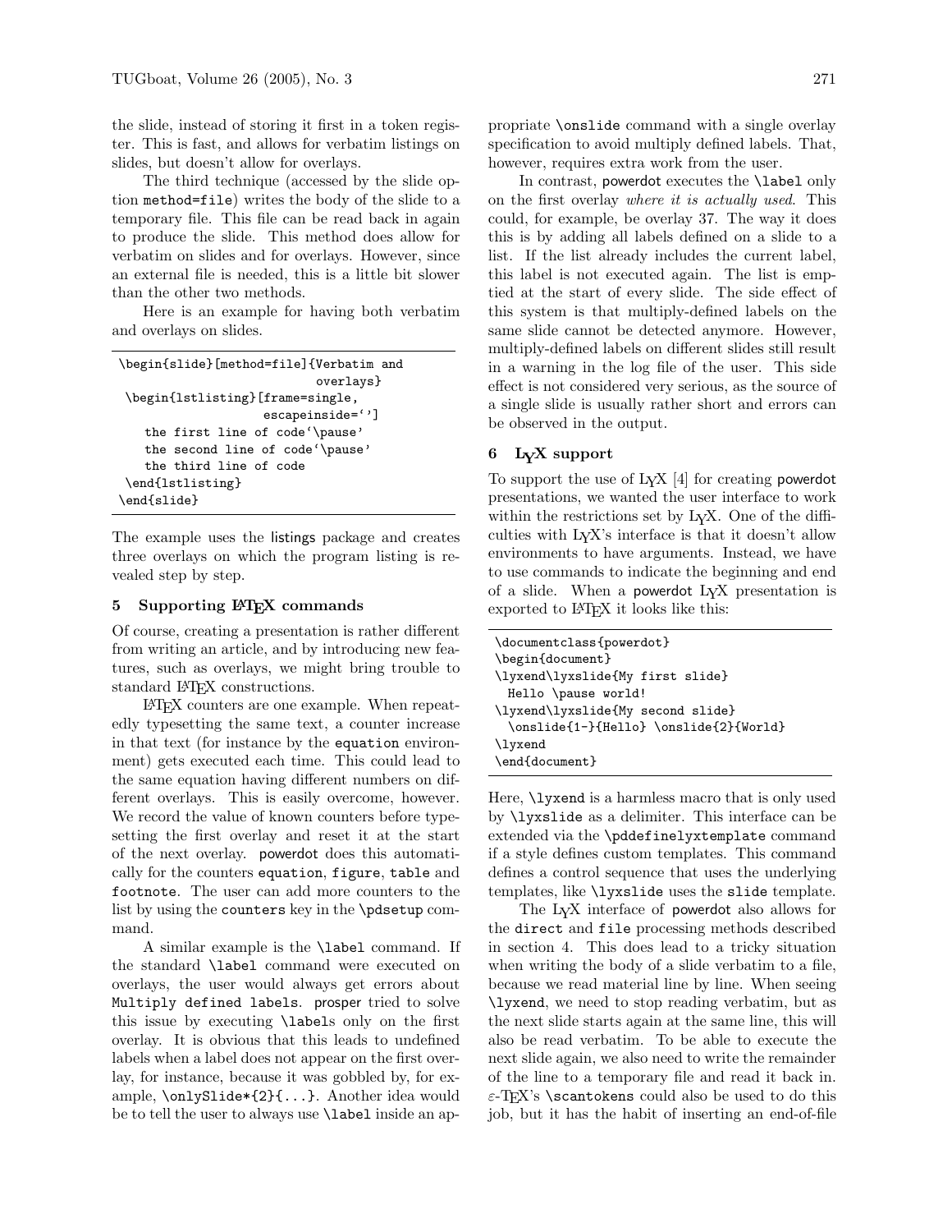the slide, instead of storing it first in a token register. This is fast, and allows for verbatim listings on slides, but doesn't allow for overlays.

The third technique (accessed by the slide option method=file) writes the body of the slide to a temporary file. This file can be read back in again to produce the slide. This method does allow for verbatim on slides and for overlays. However, since an external file is needed, this is a little bit slower than the other two methods.

Here is an example for having both verbatim and overlays on slides.

```
\begin{slide}[method=file]{Verbatim and
                            overlays}
 \begin{lstlisting}[frame=single,
                   escapeinside=`']
    the first line of code`\pause'
    the second line of code`\pause'
    the third line of code
 \end{lstlisting}
\end{slide}
```

The example uses the listings package and creates three overlays on which the program listing is revealed step by step.

## 5 Supporting LaTeX commands

Of course, creating a presentation is rather different from writing an article, and by introducing new features, such as overlays, we might bring trouble to standard LaTeX constructions.

LaTeX counters are one example. When repeatedly typesetting the same text, a counter increase in that text (for instance by the equation environment) gets executed each time. This could lead to the same equation having different numbers on different overlays. This is easily overcome, however. We record the value of known counters before typesetting the first overlay and reset it at the start of the next overlay. powerdot does this automatically for the counters equation, figure, table and footnote. The user can add more counters to the list by using the counters key in the \pdsetup command.

A similar example is the \label command. If the standard \label command were executed on overlays, the user would always get errors about Multiply defined labels. prosper tried to solve this issue by executing \labels only on the first overlay. It is obvious that this leads to undefined labels when a label does not appear on the first overlay, for instance, because it was gobbled by, for example, \onlySlide*{2}{...}. Another idea would be to tell the user to always use \label inside an appropriate \onslide command with a single overlay specification to avoid multiply defined labels. That, however, requires extra work from the user.

In contrast, powerdot executes the \label only on the first overlay *where it is actually used*. This could, for example, be overlay 37. The way it does this is by adding all labels defined on a slide to a list. If the list already includes the current label, this label is not executed again. The list is emptied at the start of every slide. The side effect of this system is that multiply-defined labels on the same slide cannot be detected anymore. However, multiply-defined labels on different slides still result in a warning in the log file of the user. This side effect is not considered very serious, as the source of a single slide is usually rather short and errors can be observed in the output.

## 6 LyX support

To support the use of LyX [4] for creating powerdot presentations, we wanted the user interface to work within the restrictions set by LyX. One of the difficulties with LyX's interface is that it doesn't allow environments to have arguments. Instead, we have to use commands to indicate the beginning and end of a slide. When a powerdot LyX presentation is exported to LaTeX it looks like this:

```
\documentclass{powerdot}
\begin{document}
\lyxend\lyxslide{My first slide}
  Hello \pause world!
\lyxend\lyxslide{My second slide}
  \onslide{1-}{Hello} \onslide{2}{World}
\lyxend
\end{document}
```

Here, \lyxend is a harmless macro that is only used by \lyxslide as a delimiter. This interface can be extended via the \pddefinelyxtemplate command if a style defines custom templates. This command defines a control sequence that uses the underlying templates, like \lyxslide uses the slide template.

The LyX interface of powerdot also allows for the direct and file processing methods described in section 4. This does lead to a tricky situation when writing the body of a slide verbatim to a file, because we read material line by line. When seeing \lyxend, we need to stop reading verbatim, but as the next slide starts again at the same line, this will also be read verbatim. To be able to execute the next slide again, we also need to write the remainder of the line to a temporary file and read it back in. $\varepsilon$-TeX's \scantokens could also be used to do this job, but it has the habit of inserting an end-of-file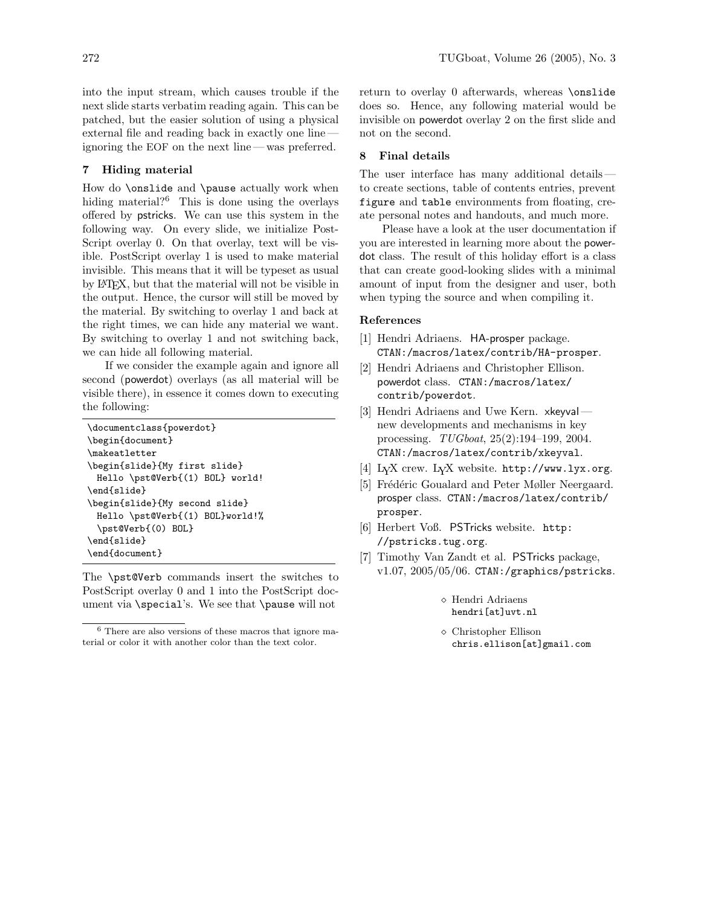into the input stream, which causes trouble if the next slide starts verbatim reading again. This can be patched, but the easier solution of using a physical external file and reading back in exactly one line — ignoring the EOF on the next line — was preferred.

## 7 Hiding material

How do `\onslide` and `\pause` actually work when hiding material?[6] This is done using the overlays offered by pstricks. We can use this system in the following way. On every slide, we initialize PostScript overlay 0. On that overlay, text will be visible. PostScript overlay 1 is used to make material invisible. This means that it will be typeset as usual by LaTeX, but that the material will not be visible in the output. Hence, the cursor will still be moved by the material. By switching to overlay 1 and back at the right times, we can hide any material we want. By switching to overlay 1 and not switching back, we can hide all following material.

If we consider the example again and ignore all second (powerdot) overlays (as all material will be visible there), in essence it comes down to executing the following:

```
\documentclass{powerdot}
\begin{document}
\makeatletter
\begin{slide}{My first slide}
  Hello \pst@Verb{(1) BOL} world!
\end{slide}
\begin{slide}{My second slide}
  Hello \pst@Verb{(1) BOL}world!%
  \pst@Verb{(0) BOL}
\end{slide}
\end{document}
```

The `\pst@Verb` commands insert the switches to PostScript overlay 0 and 1 into the PostScript document via `\special`'s. We see that `\pause` will not return to overlay 0 afterwards, whereas `\onslide` does so. Hence, any following material would be invisible on powerdot overlay 2 on the first slide and not on the second.

[6] There are also versions of these macros that ignore material or color it with another color than the text color.

## 8 Final details

The user interface has many additional details — to create sections, table of contents entries, prevent `figure` and `table` environments from floating, create personal notes and handouts, and much more.

Please have a look at the user documentation if you are interested in learning more about the powerdot class. The result of this holiday effort is a class that can create good-looking slides with a minimal amount of input from the designer and user, both when typing the source and when compiling it.

### References

[1] Hendri Adriaens. HA-prosper package. `CTAN:/macros/latex/contrib/HA-prosper`.

[2] Hendri Adriaens and Christopher Ellison. powerdot class. `CTAN:/macros/latex/contrib/powerdot`.

[3] Hendri Adriaens and Uwe Kern. xkeyval — new developments and mechanisms in key processing. *TUGboat*, 25(2):194–199, 2004. `CTAN:/macros/latex/contrib/xkeyval`.

[4] LyX crew. LyX website. `http://www.lyx.org`.

[5] Frédéric Goualard and Peter Møller Neergaard. prosper class. `CTAN:/macros/latex/contrib/prosper`.

[6] Herbert Voß. PSTricks website. `http://pstricks.tug.org`.

[7] Timothy Van Zandt et al. PSTricks package, v1.07, 2005/05/06. `CTAN:/graphics/pstricks`.

◇ Hendri Adriaens
`hendri[at]uvt.nl`

◇ Christopher Ellison
`chris.ellison[at]gmail.com`